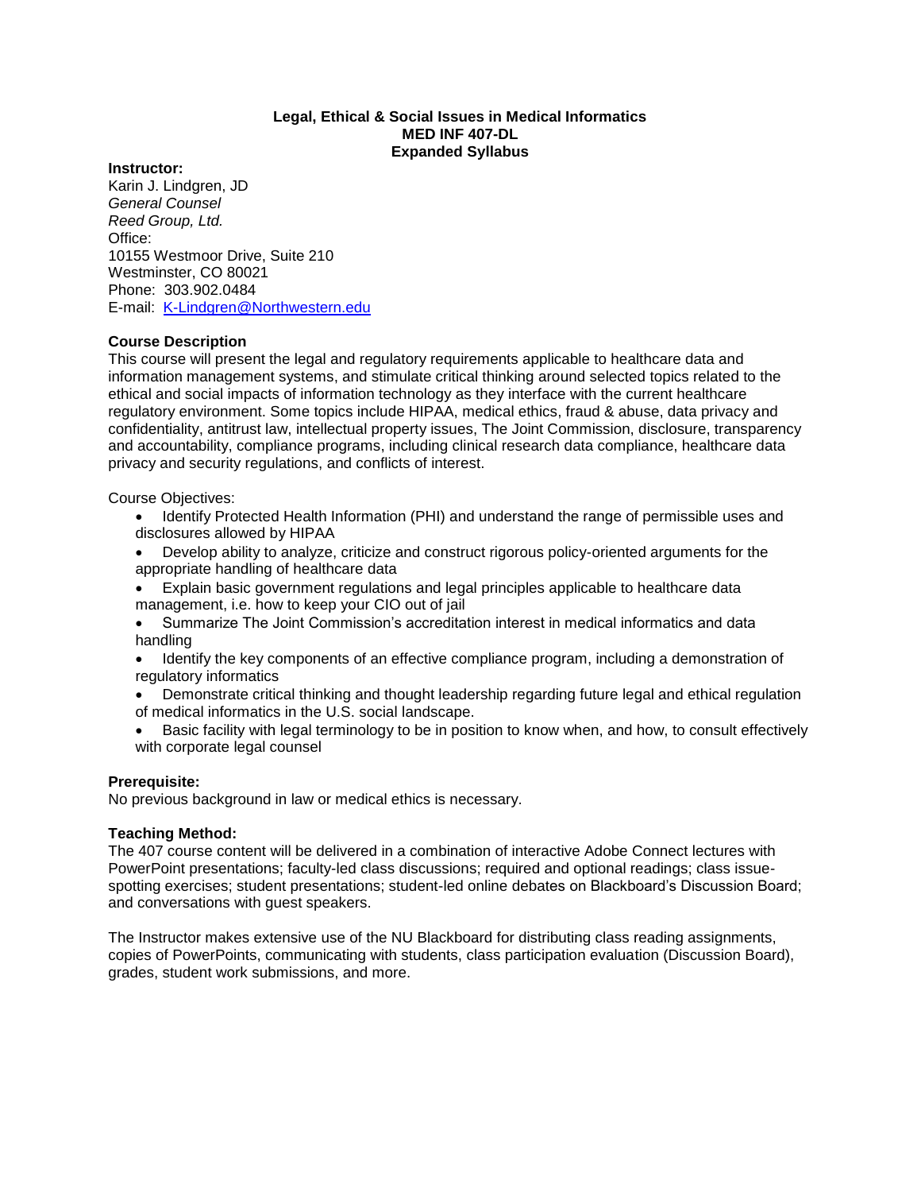# Legal, Ethical & Social Issues in Medical Informatics
## MED INF 407-DL
## Expanded Syllabus

**Instructor:**
Karin J. Lindgren, JD
*General Counsel*
*Reed Group, Ltd.*
Office:
10155 Westmoor Drive, Suite 210
Westminster, CO 80021
Phone: 303.902.0484
E-mail: K-Lindgren@Northwestern.edu

**Course Description**
This course will present the legal and regulatory requirements applicable to healthcare data and information management systems, and stimulate critical thinking around selected topics related to the ethical and social impacts of information technology as they interface with the current healthcare regulatory environment. Some topics include HIPAA, medical ethics, fraud & abuse, data privacy and confidentiality, antitrust law, intellectual property issues, The Joint Commission, disclosure, transparency and accountability, compliance programs, including clinical research data compliance, healthcare data privacy and security regulations, and conflicts of interest.

Course Objectives:

- Identify Protected Health Information (PHI) and understand the range of permissible uses and disclosures allowed by HIPAA
- Develop ability to analyze, criticize and construct rigorous policy-oriented arguments for the appropriate handling of healthcare data
- Explain basic government regulations and legal principles applicable to healthcare data management, i.e. how to keep your CIO out of jail
- Summarize The Joint Commission's accreditation interest in medical informatics and data handling
- Identify the key components of an effective compliance program, including a demonstration of regulatory informatics
- Demonstrate critical thinking and thought leadership regarding future legal and ethical regulation of medical informatics in the U.S. social landscape.
- Basic facility with legal terminology to be in position to know when, and how, to consult effectively with corporate legal counsel

**Prerequisite:**
No previous background in law or medical ethics is necessary.

**Teaching Method:**
The 407 course content will be delivered in a combination of interactive Adobe Connect lectures with PowerPoint presentations; faculty-led class discussions; required and optional readings; class issue-spotting exercises; student presentations; student-led online debates on Blackboard's Discussion Board; and conversations with guest speakers.

The Instructor makes extensive use of the NU Blackboard for distributing class reading assignments, copies of PowerPoints, communicating with students, class participation evaluation (Discussion Board), grades, student work submissions, and more.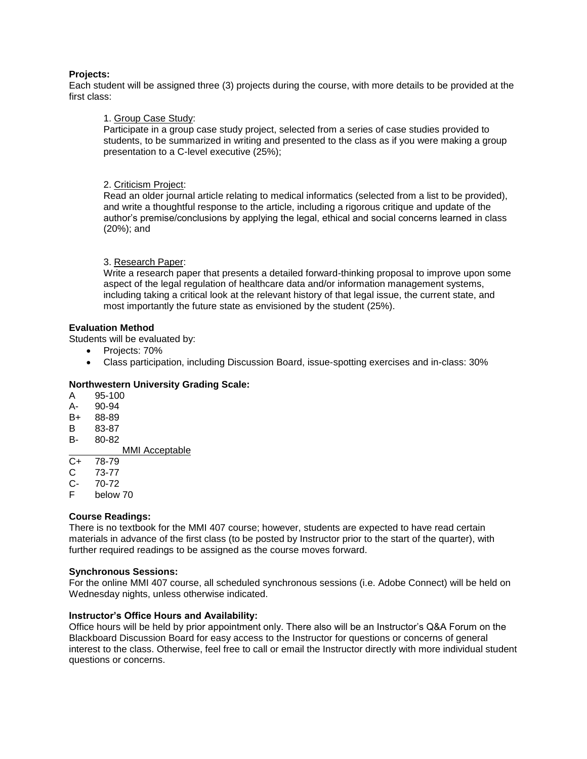**Projects:**

Each student will be assigned three (3) projects during the course, with more details to be provided at the first class:

1. Group Case Study:
   Participate in a group case study project, selected from a series of case studies provided to students, to be summarized in writing and presented to the class as if you were making a group presentation to a C-level executive (25%);

2. Criticism Project:
   Read an older journal article relating to medical informatics (selected from a list to be provided), and write a thoughtful response to the article, including a rigorous critique and update of the author's premise/conclusions by applying the legal, ethical and social concerns learned in class (20%); and

3. Research Paper:
   Write a research paper that presents a detailed forward-thinking proposal to improve upon some aspect of the legal regulation of healthcare data and/or information management systems, including taking a critical look at the relevant history of that legal issue, the current state, and most importantly the future state as envisioned by the student (25%).

**Evaluation Method**

Students will be evaluated by:

- Projects: 70%
- Class participation, including Discussion Board, issue-spotting exercises and in-class: 30%

**Northwestern University Grading Scale:**

| | |
|---|---|
| A | 95-100 |
| A- | 90-94 |
| B+ | 88-89 |
| B | 83-87 |
| B- | 80-82 |
| | MMI Acceptable |
| C+ | 78-79 |
| C | 73-77 |
| C- | 70-72 |
| F | below 70 |

**Course Readings:**

There is no textbook for the MMI 407 course; however, students are expected to have read certain materials in advance of the first class (to be posted by Instructor prior to the start of the quarter), with further required readings to be assigned as the course moves forward.

**Synchronous Sessions:**

For the online MMI 407 course, all scheduled synchronous sessions (i.e. Adobe Connect) will be held on Wednesday nights, unless otherwise indicated.

**Instructor's Office Hours and Availability:**

Office hours will be held by prior appointment only. There also will be an Instructor's Q&A Forum on the Blackboard Discussion Board for easy access to the Instructor for questions or concerns of general interest to the class. Otherwise, feel free to call or email the Instructor directly with more individual student questions or concerns.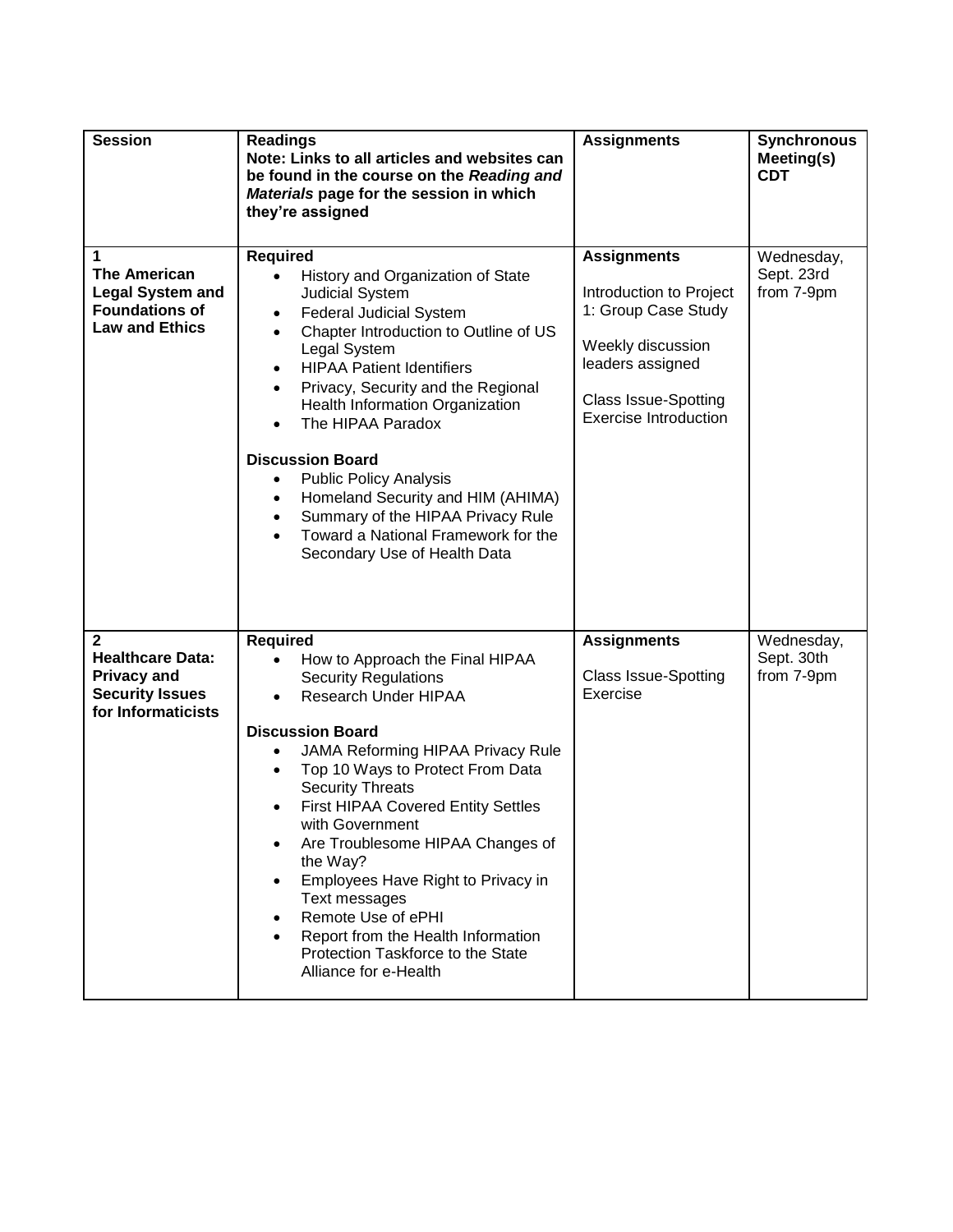| Session | Readings<br>Note: Links to all articles and websites can be found in the course on the *Reading and Materials* page for the session in which they're assigned | Assignments | Synchronous Meeting(s) CDT |
|---|---|---|---|
| **1**<br>**The American Legal System and Foundations of Law and Ethics** | **Required**<br>• History and Organization of State Judicial System<br>• Federal Judicial System<br>• Chapter Introduction to Outline of US Legal System<br>• HIPAA Patient Identifiers<br>• Privacy, Security and the Regional Health Information Organization<br>• The HIPAA Paradox<br><br>**Discussion Board**<br>• Public Policy Analysis<br>• Homeland Security and HIM (AHIMA)<br>• Summary of the HIPAA Privacy Rule<br>• Toward a National Framework for the Secondary Use of Health Data | **Assignments**<br><br>Introduction to Project 1: Group Case Study<br><br>Weekly discussion leaders assigned<br><br>Class Issue-Spotting Exercise Introduction | Wednesday, Sept. 23rd from 7-9pm |
| **2**<br>**Healthcare Data: Privacy and Security Issues for Informaticists** | **Required**<br>• How to Approach the Final HIPAA Security Regulations<br>• Research Under HIPAA<br><br>**Discussion Board**<br>• JAMA Reforming HIPAA Privacy Rule<br>• Top 10 Ways to Protect From Data Security Threats<br>• First HIPAA Covered Entity Settles with Government<br>• Are Troublesome HIPAA Changes of the Way?<br>• Employees Have Right to Privacy in Text messages<br>• Remote Use of ePHI<br>• Report from the Health Information Protection Taskforce to the State Alliance for e-Health | **Assignments**<br><br>Class Issue-Spotting Exercise | Wednesday, Sept. 30th from 7-9pm |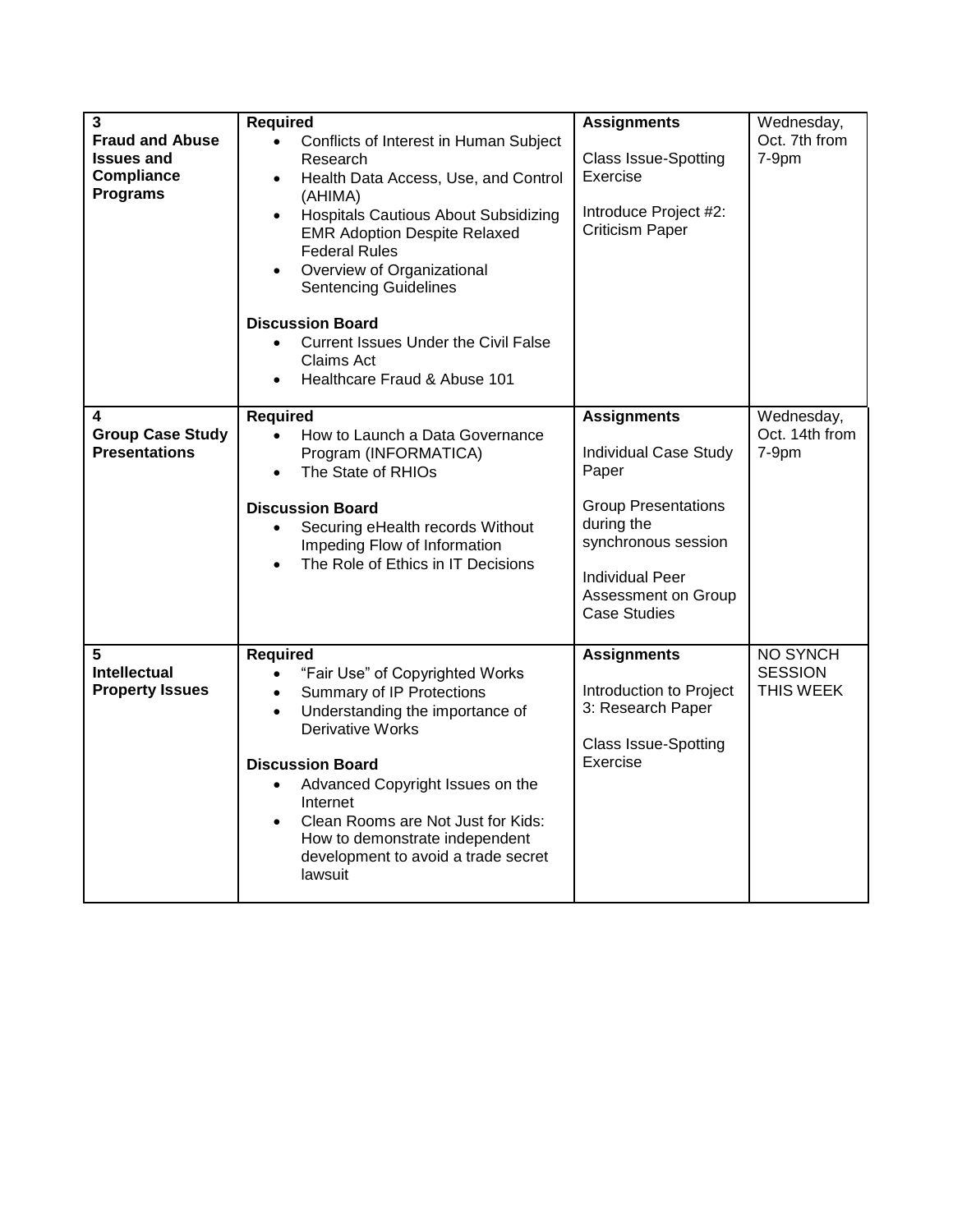| 3 **Fraud and Abuse Issues and Compliance Programs** | **Required**<br>• Conflicts of Interest in Human Subject Research<br>• Health Data Access, Use, and Control (AHIMA)<br>• Hospitals Cautious About Subsidizing EMR Adoption Despite Relaxed Federal Rules<br>• Overview of Organizational Sentencing Guidelines<br><br>**Discussion Board**<br>• Current Issues Under the Civil False Claims Act<br>• Healthcare Fraud & Abuse 101 | **Assignments**<br><br>Class Issue-Spotting Exercise<br><br>Introduce Project #2: Criticism Paper | Wednesday, Oct. 7th from 7-9pm |
|---|---|---|---|
| **4 Group Case Study Presentations** | **Required**<br>• How to Launch a Data Governance Program (INFORMATICA)<br>• The State of RHIOs<br><br>**Discussion Board**<br>• Securing eHealth records Without Impeding Flow of Information<br>• The Role of Ethics in IT Decisions | **Assignments**<br><br>Individual Case Study Paper<br><br>Group Presentations during the synchronous session<br><br>Individual Peer Assessment on Group Case Studies | Wednesday, Oct. 14th from 7-9pm |
| **5 Intellectual Property Issues** | **Required**<br>• "Fair Use" of Copyrighted Works<br>• Summary of IP Protections<br>• Understanding the importance of Derivative Works<br><br>**Discussion Board**<br>• Advanced Copyright Issues on the Internet<br>• Clean Rooms are Not Just for Kids: How to demonstrate independent development to avoid a trade secret lawsuit | **Assignments**<br><br>Introduction to Project 3: Research Paper<br><br>Class Issue-Spotting Exercise | NO SYNCH SESSION THIS WEEK |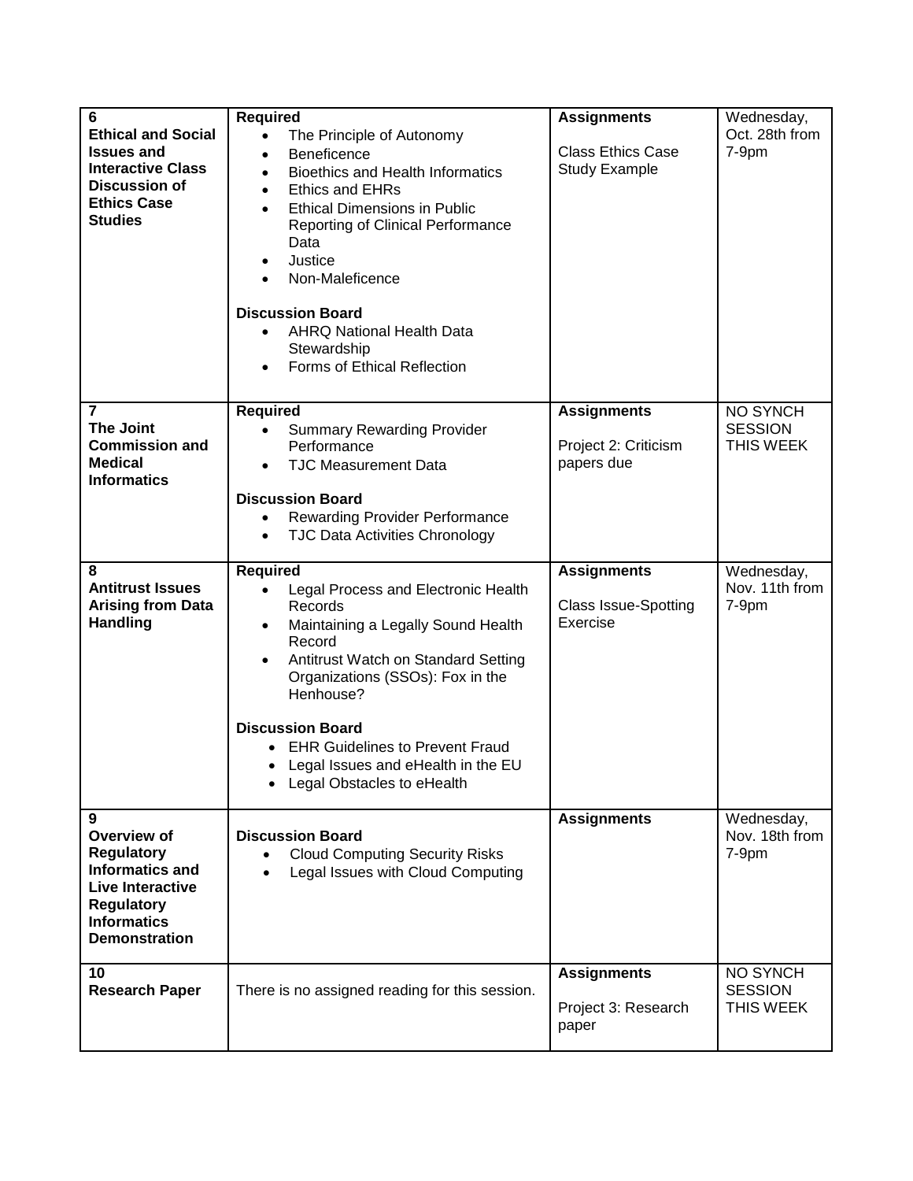| | | | |
|---|---|---|---|
| **6**<br>**Ethical and Social Issues and Interactive Class Discussion of Ethics Case Studies** | **Required**<br>• The Principle of Autonomy<br>• Beneficence<br>• Bioethics and Health Informatics<br>• Ethics and EHRs<br>• Ethical Dimensions in Public Reporting of Clinical Performance Data<br>• Justice<br>• Non-Maleficence<br><br>**Discussion Board**<br>• AHRQ National Health Data Stewardship<br>• Forms of Ethical Reflection | **Assignments**<br><br>Class Ethics Case Study Example | Wednesday, Oct. 28th from 7-9pm |
| **7**<br>**The Joint Commission and Medical Informatics** | **Required**<br>• Summary Rewarding Provider Performance<br>• TJC Measurement Data<br><br>**Discussion Board**<br>• Rewarding Provider Performance<br>• TJC Data Activities Chronology | **Assignments**<br><br>Project 2: Criticism papers due | NO SYNCH SESSION THIS WEEK |
| **8**<br>**Antitrust Issues Arising from Data Handling** | **Required**<br>• Legal Process and Electronic Health Records<br>• Maintaining a Legally Sound Health Record<br>• Antitrust Watch on Standard Setting Organizations (SSOs): Fox in the Henhouse?<br><br>**Discussion Board**<br>• EHR Guidelines to Prevent Fraud<br>• Legal Issues and eHealth in the EU<br>• Legal Obstacles to eHealth | **Assignments**<br><br>Class Issue-Spotting Exercise | Wednesday, Nov. 11th from 7-9pm |
| **9**<br>**Overview of Regulatory Informatics and Live Interactive Regulatory Informatics Demonstration** | **Discussion Board**<br>• Cloud Computing Security Risks<br>• Legal Issues with Cloud Computing | **Assignments** | Wednesday, Nov. 18th from 7-9pm |
| **10**<br>**Research Paper** | There is no assigned reading for this session. | **Assignments**<br><br>Project 3: Research paper | NO SYNCH SESSION THIS WEEK |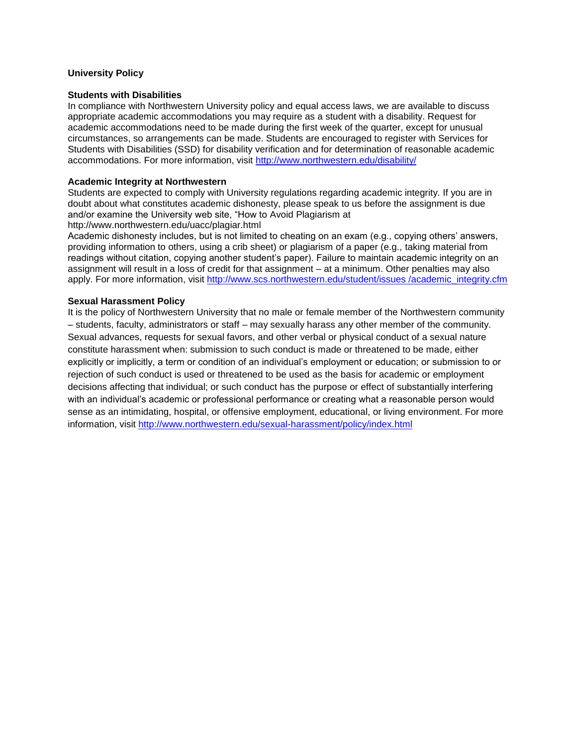**University Policy**

**Students with Disabilities**
In compliance with Northwestern University policy and equal access laws, we are available to discuss appropriate academic accommodations you may require as a student with a disability. Request for academic accommodations need to be made during the first week of the quarter, except for unusual circumstances, so arrangements can be made. Students are encouraged to register with Services for Students with Disabilities (SSD) for disability verification and for determination of reasonable academic accommodations. For more information, visit http://www.northwestern.edu/disability/

**Academic Integrity at Northwestern**
Students are expected to comply with University regulations regarding academic integrity. If you are in doubt about what constitutes academic dishonesty, please speak to us before the assignment is due and/or examine the University web site, "How to Avoid Plagiarism at
http://www.northwestern.edu/uacc/plagiar.html
Academic dishonesty includes, but is not limited to cheating on an exam (e.g., copying others' answers, providing information to others, using a crib sheet) or plagiarism of a paper (e.g., taking material from readings without citation, copying another student's paper). Failure to maintain academic integrity on an assignment will result in a loss of credit for that assignment – at a minimum. Other penalties may also apply. For more information, visit http://www.scs.northwestern.edu/student/issues /academic_integrity.cfm

**Sexual Harassment Policy**
It is the policy of Northwestern University that no male or female member of the Northwestern community – students, faculty, administrators or staff – may sexually harass any other member of the community. Sexual advances, requests for sexual favors, and other verbal or physical conduct of a sexual nature constitute harassment when: submission to such conduct is made or threatened to be made, either explicitly or implicitly, a term or condition of an individual's employment or education; or submission to or rejection of such conduct is used or threatened to be used as the basis for academic or employment decisions affecting that individual; or such conduct has the purpose or effect of substantially interfering with an individual's academic or professional performance or creating what a reasonable person would sense as an intimidating, hospital, or offensive employment, educational, or living environment. For more information, visit http://www.northwestern.edu/sexual-harassment/policy/index.html